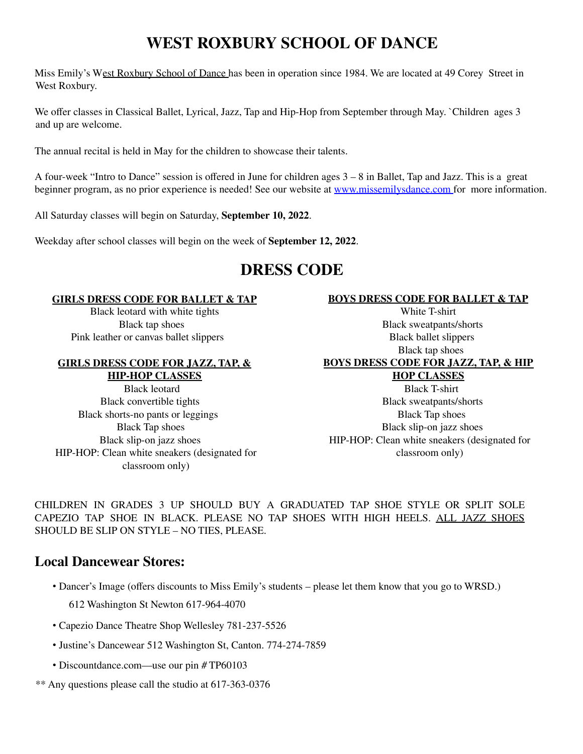# WEST ROXBURY SCHOOL OF DANCE

Miss Emily's West Roxbury School of Dance has been in operation since 1984. We are located at 49 Corey Street in West Roxbury.

We offer classes in Classical Ballet, Lyrical, Jazz, Tap and Hip-Hop from September through May. `Children ages 3 and up are welcome.

The annual recital is held in May for the children to showcase their talents.

A four-week "Intro to Dance" session is offered in June for children ages 3 – 8 in Ballet, Tap and Jazz. This is a great beginner program, as no prior experience is needed! See our website at [www.missemilysdance.com](http://www.missemilysdance.com) for more information.

All Saturday classes will begin on Saturday, **September 10, 2022**.

Weekday after school classes will begin on the week of **September 12, 2022**.

# DRESS CODE

**GIRLS DRESS CODE FOR BALLET & TAP**

Black leotard with white tights
Black tap shoes
Pink leather or canvas ballet slippers

**GIRLS DRESS CODE FOR JAZZ, TAP, & HIP-HOP CLASSES**

Black leotard
Black convertible tights
Black shorts-no pants or leggings
Black Tap shoes
Black slip-on jazz shoes
HIP-HOP: Clean white sneakers (designated for classroom only)

**BOYS DRESS CODE FOR BALLET & TAP**

White T-shirt
Black sweatpants/shorts
Black ballet slippers
Black tap shoes

**BOYS DRESS CODE FOR JAZZ, TAP, & HIP HOP CLASSES**

Black T-shirt
Black sweatpants/shorts
Black Tap shoes
Black slip-on jazz shoes
HIP-HOP: Clean white sneakers (designated for classroom only)

CHILDREN IN GRADES 3 UP SHOULD BUY A GRADUATED TAP SHOE STYLE OR SPLIT SOLE CAPEZIO TAP SHOE IN BLACK. PLEASE NO TAP SHOES WITH HIGH HEELS. ALL JAZZ SHOES SHOULD BE SLIP ON STYLE – NO TIES, PLEASE.

## Local Dancewear Stores:

- Dancer's Image (offers discounts to Miss Emily's students – please let them know that you go to WRSD.)
  612 Washington St Newton 617-964-4070
- Capezio Dance Theatre Shop Wellesley 781-237-5526
- Justine's Dancewear 512 Washington St, Canton. 774-274-7859
- Discountdance.com—use our pin # TP60103

** Any questions please call the studio at 617-363-0376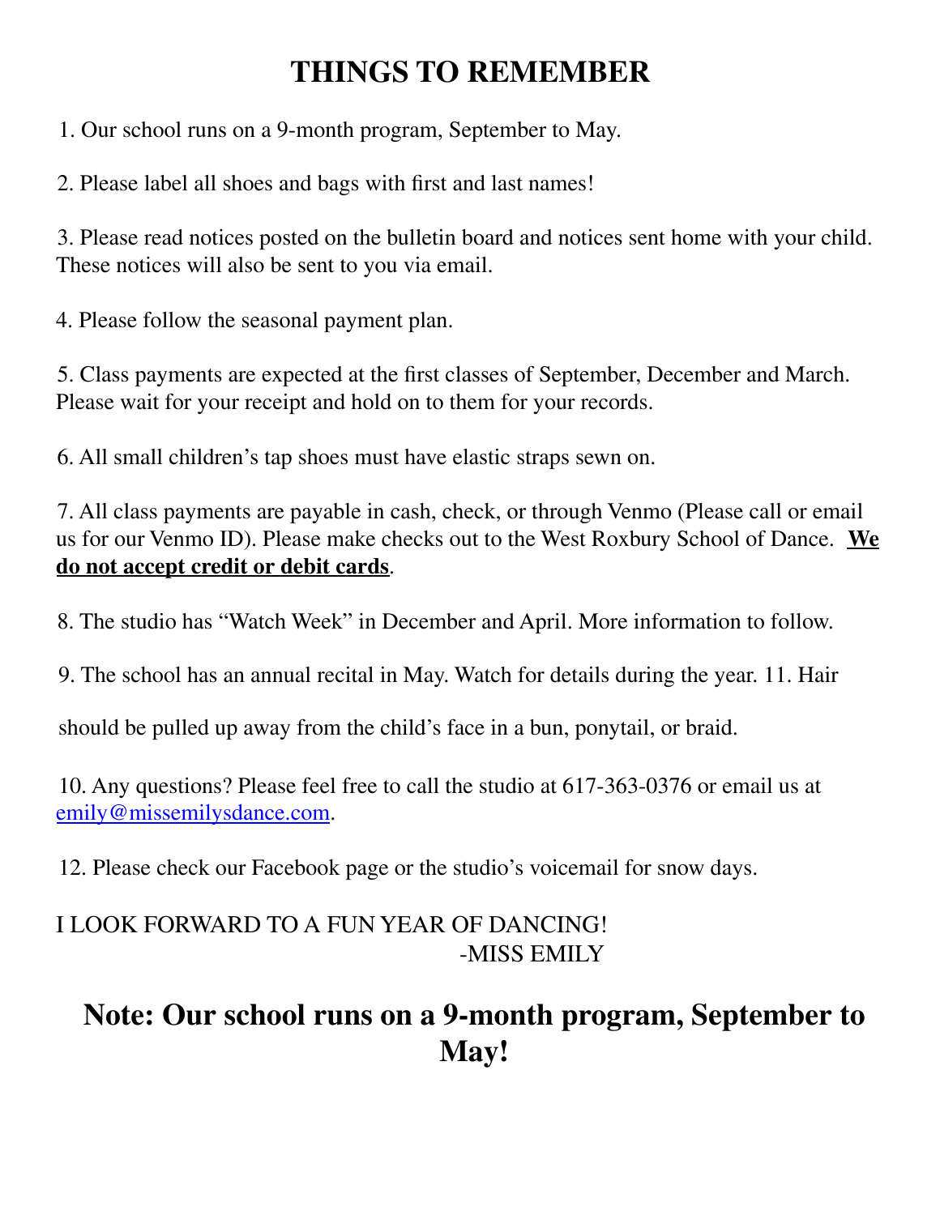# THINGS TO REMEMBER

1. Our school runs on a 9-month program, September to May.

2. Please label all shoes and bags with first and last names!

3. Please read notices posted on the bulletin board and notices sent home with your child. These notices will also be sent to you via email.

4. Please follow the seasonal payment plan.

5. Class payments are expected at the first classes of September, December and March. Please wait for your receipt and hold on to them for your records.

6. All small children's tap shoes must have elastic straps sewn on.

7. All class payments are payable in cash, check, or through Venmo (Please call or email us for our Venmo ID). Please make checks out to the West Roxbury School of Dance. **<u>We do not accept credit or debit cards</u>**.

8. The studio has "Watch Week" in December and April. More information to follow.

9. The school has an annual recital in May. Watch for details during the year. 11. Hair should be pulled up away from the child's face in a bun, ponytail, or braid.

10. Any questions? Please feel free to call the studio at 617-363-0376 or email us at emily@missemilysdance.com.

12. Please check our Facebook page or the studio's voicemail for snow days.

I LOOK FORWARD TO A FUN YEAR OF DANCING!
-MISS EMILY

## Note: Our school runs on a 9-month program, September to May!